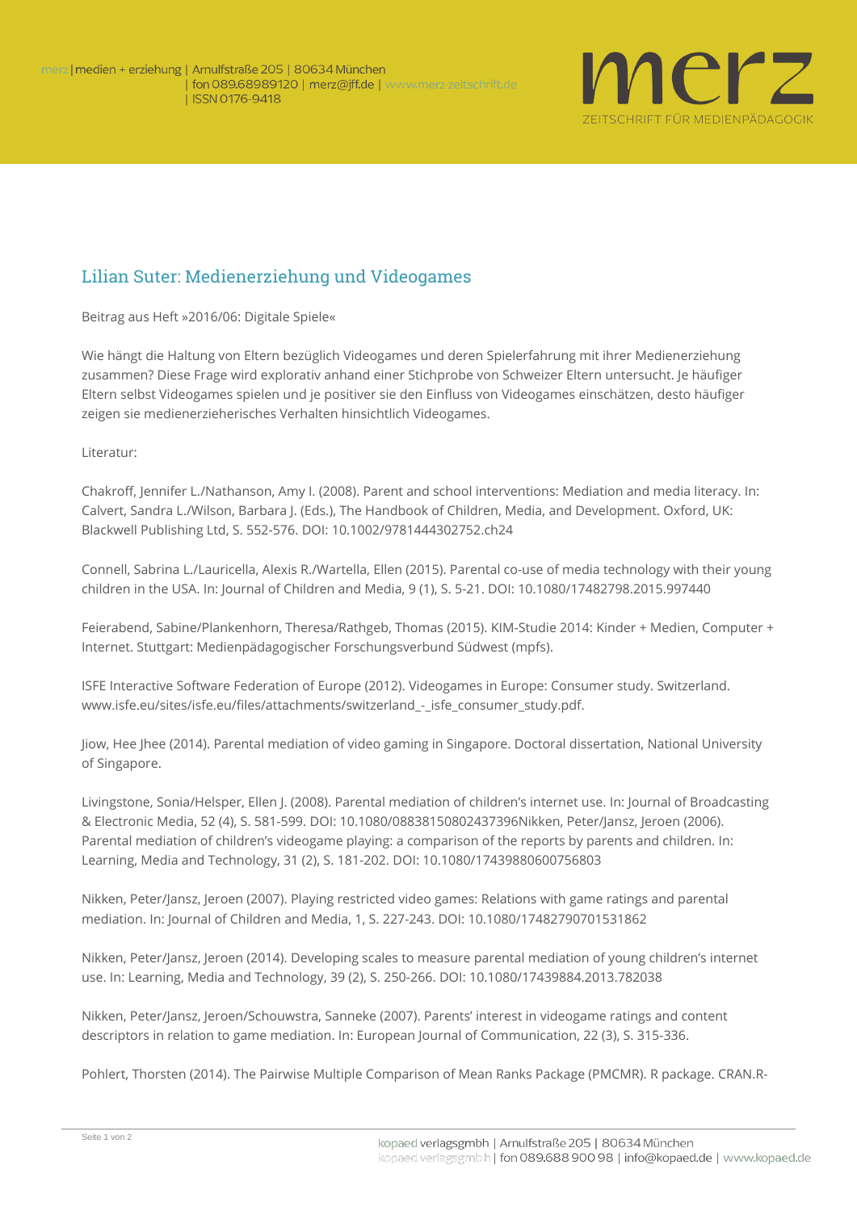## Lilian Suter: Medienerziehung und Videogames

Beitrag aus Heft »2016/06: Digitale Spiele«

Wie hängt die Haltung von Eltern bezüglich Videogames und deren Spielerfahrung mit ihrer Medienerziehung zusammen? Diese Frage wird explorativ anhand einer Stichprobe von Schweizer Eltern untersucht. Je häufiger Eltern selbst Videogames spielen und je positiver sie den Einfluss von Videogames einschätzen, desto häufiger zeigen sie medienerzieherisches Verhalten hinsichtlich Videogames.

Literatur:

Chakroff, Jennifer L./Nathanson, Amy I. (2008). Parent and school interventions: Mediation and media literacy. In: Calvert, Sandra L./Wilson, Barbara J. (Eds.), The Handbook of Children, Media, and Development. Oxford, UK: Blackwell Publishing Ltd, S. 552-576. DOI: 10.1002/9781444302752.ch24

Connell, Sabrina L./Lauricella, Alexis R./Wartella, Ellen (2015). Parental co-use of media technology with their young children in the USA. In: Journal of Children and Media, 9 (1), S. 5-21. DOI: 10.1080/17482798.2015.997440

Feierabend, Sabine/Plankenhorn, Theresa/Rathgeb, Thomas (2015). KIM-Studie 2014: Kinder + Medien, Computer + Internet. Stuttgart: Medienpädagogischer Forschungsverbund Südwest (mpfs).

ISFE Interactive Software Federation of Europe (2012). Videogames in Europe: Consumer study. Switzerland. www.isfe.eu/sites/isfe.eu/files/attachments/switzerland_-_isfe_consumer_study.pdf.

Jiow, Hee Jhee (2014). Parental mediation of video gaming in Singapore. Doctoral dissertation, National University of Singapore.

Livingstone, Sonia/Helsper, Ellen J. (2008). Parental mediation of children's internet use. In: Journal of Broadcasting & Electronic Media, 52 (4), S. 581-599. DOI: 10.1080/08838150802437396Nikken, Peter/Jansz, Jeroen (2006). Parental mediation of children's videogame playing: a comparison of the reports by parents and children. In: Learning, Media and Technology, 31 (2), S. 181-202. DOI: 10.1080/17439880600756803

Nikken, Peter/Jansz, Jeroen (2007). Playing restricted video games: Relations with game ratings and parental mediation. In: Journal of Children and Media, 1, S. 227-243. DOI: 10.1080/17482790701531862

Nikken, Peter/Jansz, Jeroen (2014). Developing scales to measure parental mediation of young children's internet use. In: Learning, Media and Technology, 39 (2), S. 250-266. DOI: 10.1080/17439884.2013.782038

Nikken, Peter/Jansz, Jeroen/Schouwstra, Sanneke (2007). Parents' interest in videogame ratings and content descriptors in relation to game mediation. In: European Journal of Communication, 22 (3), S. 315-336.

Pohlert, Thorsten (2014). The Pairwise Multiple Comparison of Mean Ranks Package (PMCMR). R package. CRAN.R-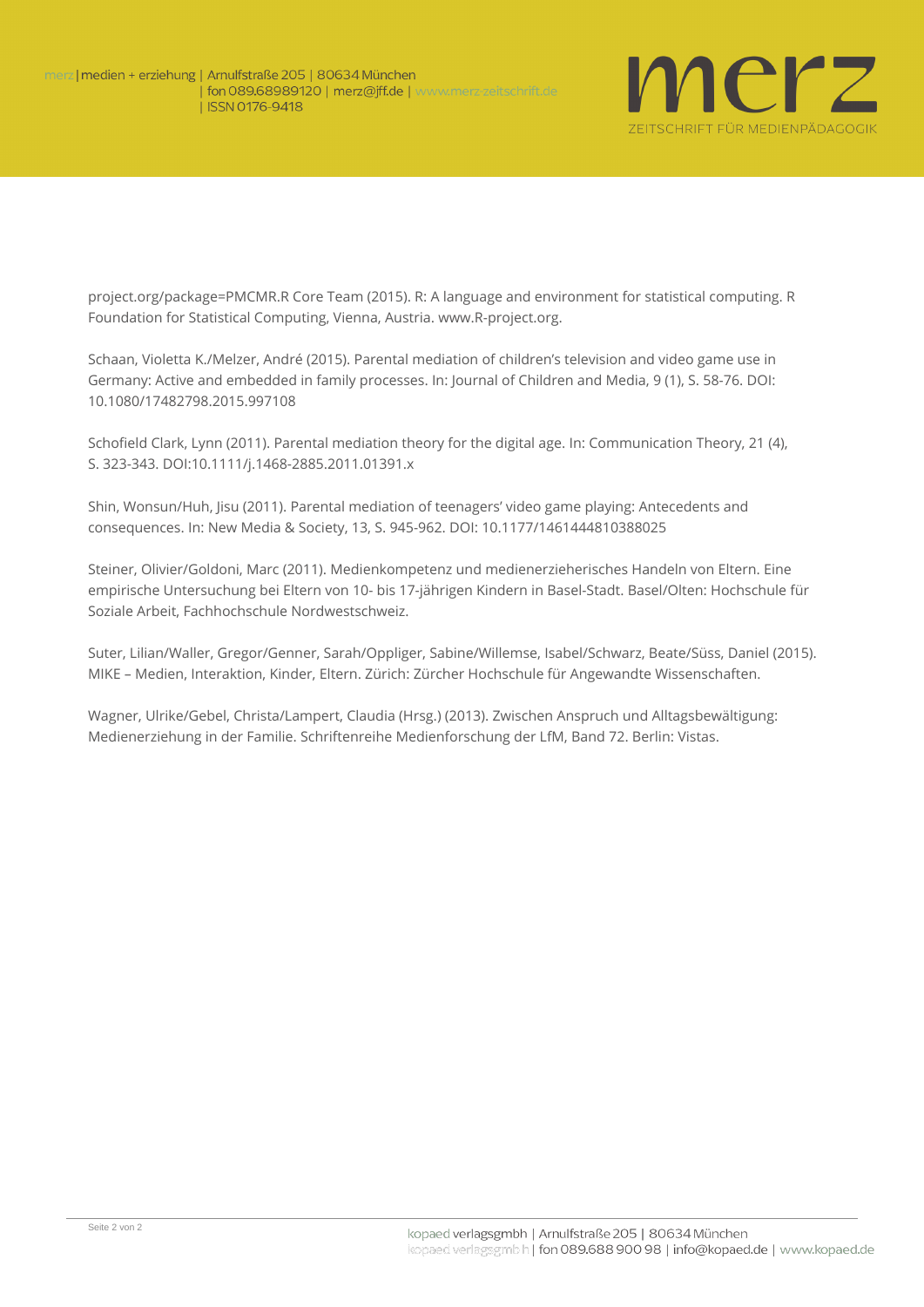project.org/package=PMCMR.R Core Team (2015). R: A language and environment for statistical computing. R Foundation for Statistical Computing, Vienna, Austria. www.R-project.org.

Schaan, Violetta K./Melzer, André (2015). Parental mediation of children's television and video game use in Germany: Active and embedded in family processes. In: Journal of Children and Media, 9 (1), S. 58-76. DOI: 10.1080/17482798.2015.997108

Schofield Clark, Lynn (2011). Parental mediation theory for the digital age. In: Communication Theory, 21 (4), S. 323-343. DOI:10.1111/j.1468-2885.2011.01391.x

Shin, Wonsun/Huh, Jisu (2011). Parental mediation of teenagers' video game playing: Antecedents and consequences. In: New Media & Society, 13, S. 945-962. DOI: 10.1177/1461444810388025

Steiner, Olivier/Goldoni, Marc (2011). Medienkompetenz und medienerzieherisches Handeln von Eltern. Eine empirische Untersuchung bei Eltern von 10- bis 17-jährigen Kindern in Basel-Stadt. Basel/Olten: Hochschule für Soziale Arbeit, Fachhochschule Nordwestschweiz.

Suter, Lilian/Waller, Gregor/Genner, Sarah/Oppliger, Sabine/Willemse, Isabel/Schwarz, Beate/Süss, Daniel (2015). MIKE – Medien, Interaktion, Kinder, Eltern. Zürich: Zürcher Hochschule für Angewandte Wissenschaften.

Wagner, Ulrike/Gebel, Christa/Lampert, Claudia (Hrsg.) (2013). Zwischen Anspruch und Alltagsbewältigung: Medienerziehung in der Familie. Schriftenreihe Medienforschung der LfM, Band 72. Berlin: Vistas.